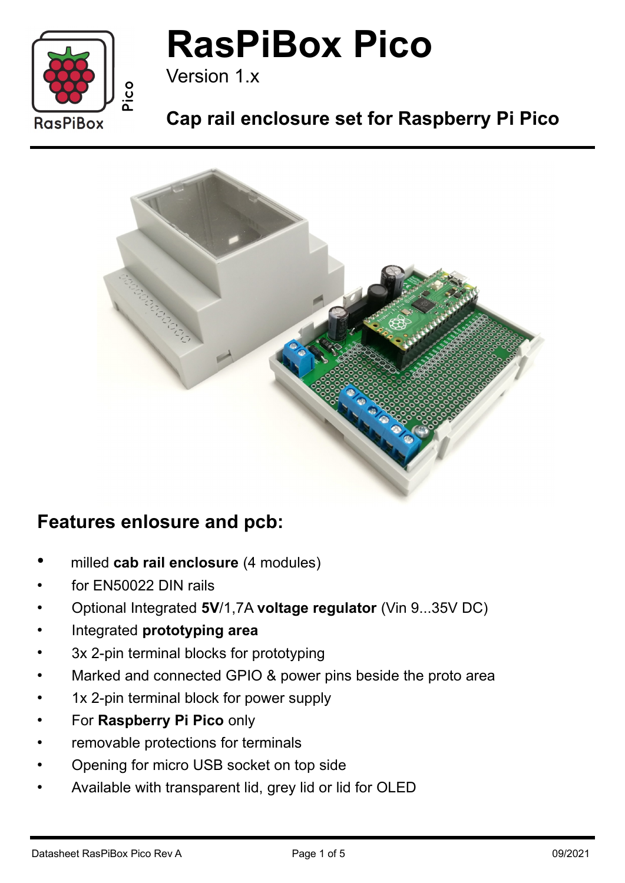# RasPiBox Pico

Version 1.x

**Cap rail enclosure set for Raspberry Pi Pico**

## Features enlosure and pcb:

- milled **cab rail enclosure** (4 modules)
- for EN50022 DIN rails
- Optional Integrated **5V**/1,7A **voltage regulator** (Vin 9...35V DC)
- Integrated **prototyping area**
- 3x 2-pin terminal blocks for prototyping
- Marked and connected GPIO & power pins beside the proto area
- 1x 2-pin terminal block for power supply
- For **Raspberry Pi Pico** only
- removable protections for terminals
- Opening for micro USB socket on top side
- Available with transparent lid, grey lid or lid for OLED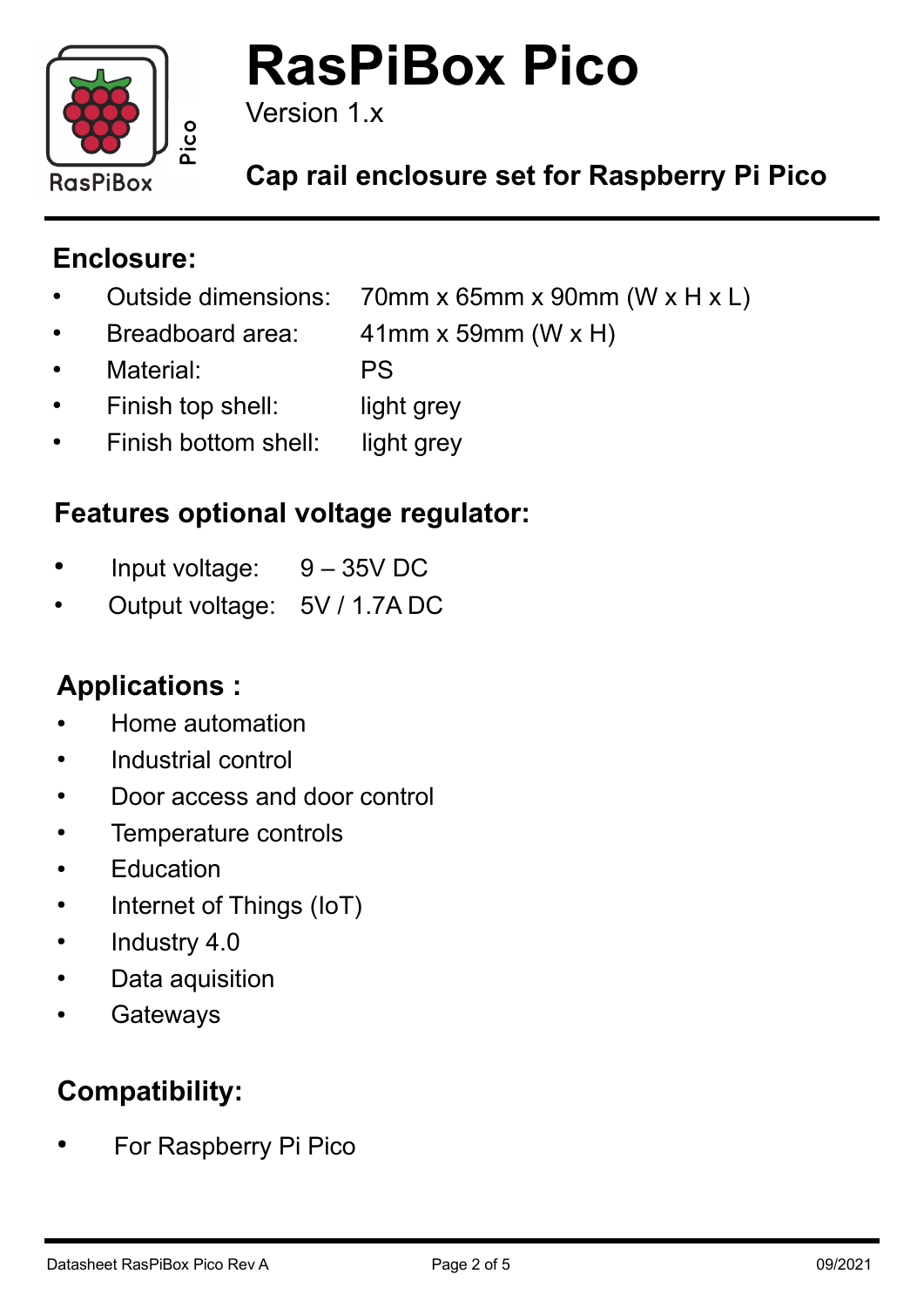# RasPiBox Pico

Version 1.x

**Cap rail enclosure set for Raspberry Pi Pico**

## Enclosure:

- Outside dimensions: 70mm x 65mm x 90mm (W x H x L)
- Breadboard area: 41mm x 59mm (W x H)
- Material: PS
- Finish top shell: light grey
- Finish bottom shell: light grey

## Features optional voltage regulator:

- Input voltage: 9 – 35V DC
- Output voltage: 5V / 1.7A DC

## Applications :

- Home automation
- Industrial control
- Door access and door control
- Temperature controls
- Education
- Internet of Things (IoT)
- Industry 4.0
- Data aquisition
- Gateways

## Compatibility:

- For Raspberry Pi Pico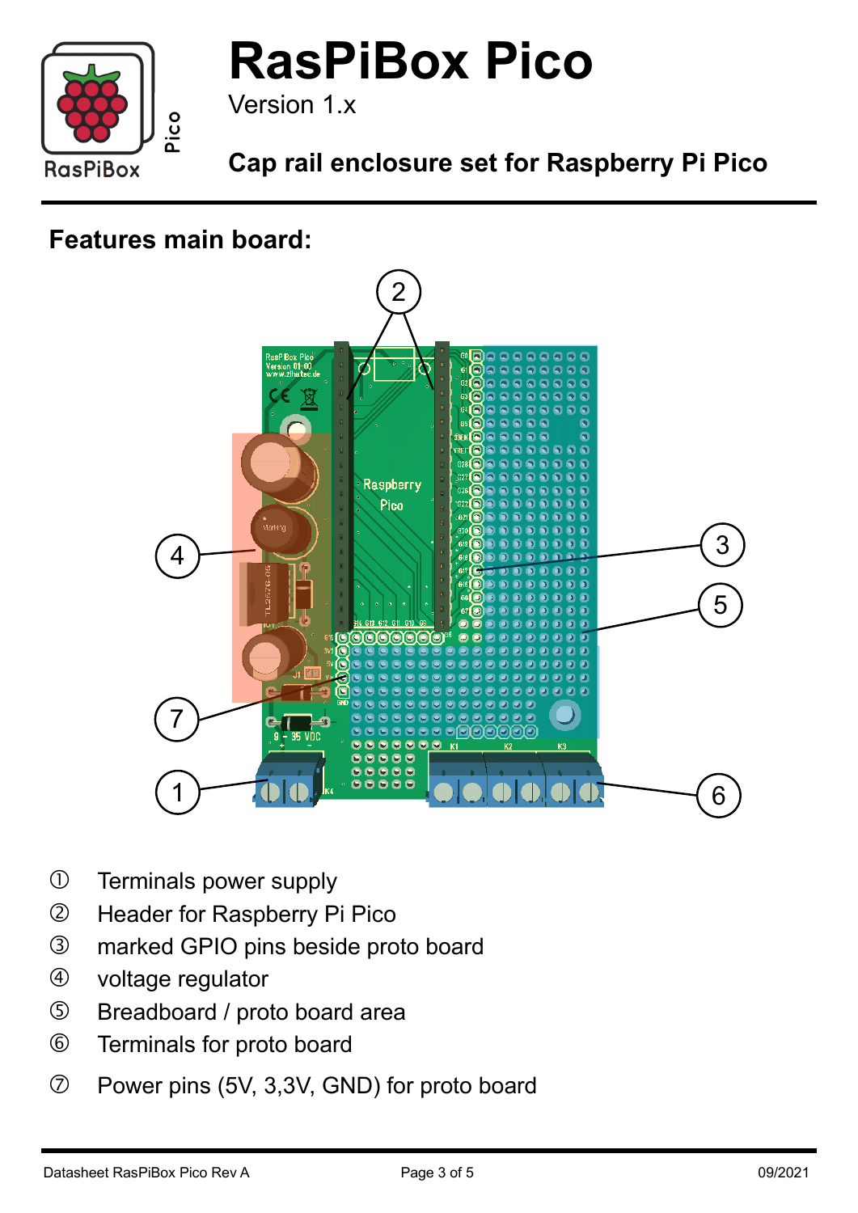# RasPiBox Pico

Version 1.x

**Cap rail enclosure set for Raspberry Pi Pico**

## Features main board:

① Terminals power supply

② Header for Raspberry Pi Pico

③ marked GPIO pins beside proto board

④ voltage regulator

⑤ Breadboard / proto board area

⑥ Terminals for proto board

⑦ Power pins (5V, 3,3V, GND) for proto board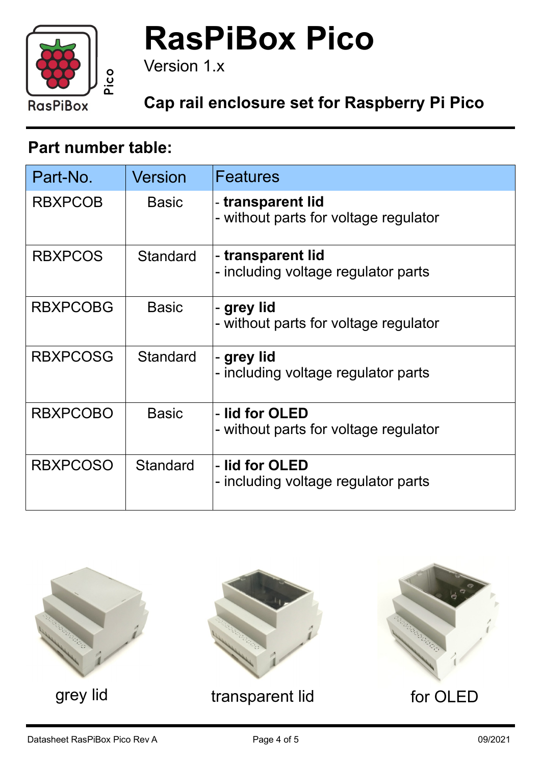# RasPiBox Pico

Version 1.x

**Cap rail enclosure set for Raspberry Pi Pico**

## Part number table:

| Part-No. | Version | Features |
| --- | --- | --- |
| RBXPCOB | Basic | - **transparent lid**<br>- without parts for voltage regulator |
| RBXPCOS | Standard | - **transparent lid**<br>- including voltage regulator parts |
| RBXPCOBG | Basic | - **grey lid**<br>- without parts for voltage regulator |
| RBXPCOSG | Standard | - **grey lid**<br>- including voltage regulator parts |
| RBXPCOBO | Basic | - **lid for OLED**<br>- without parts for voltage regulator |
| RBXPCOSO | Standard | - **lid for OLED**<br>- including voltage regulator parts |

grey lid

transparent lid

for OLED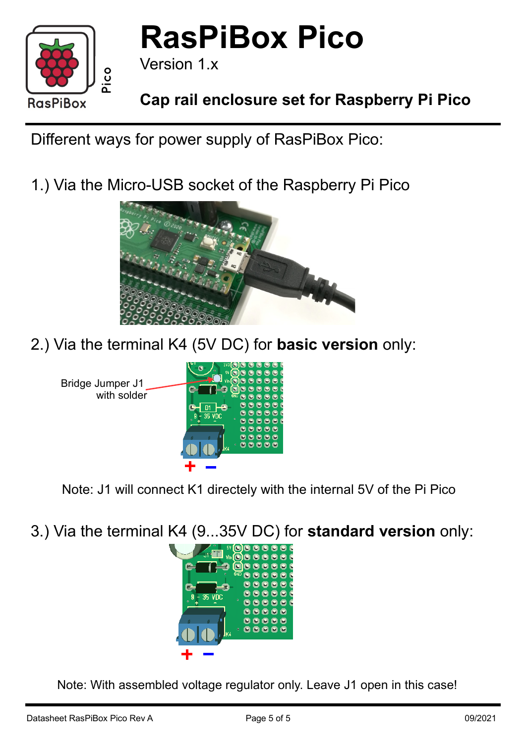# RasPiBox Pico

Version 1.x

**Cap rail enclosure set for Raspberry Pi Pico**

Different ways for power supply of RasPiBox Pico:

1.) Via the Micro-USB socket of the Raspberry Pi Pico

2.) Via the terminal K4 (5V DC) for **basic version** only:

Bridge Jumper J1 with solder

Note: J1 will connect K1 directely with the internal 5V of the Pi Pico

3.) Via the terminal K4 (9...35V DC) for **standard version** only:

Note: With assembled voltage regulator only. Leave J1 open in this case!